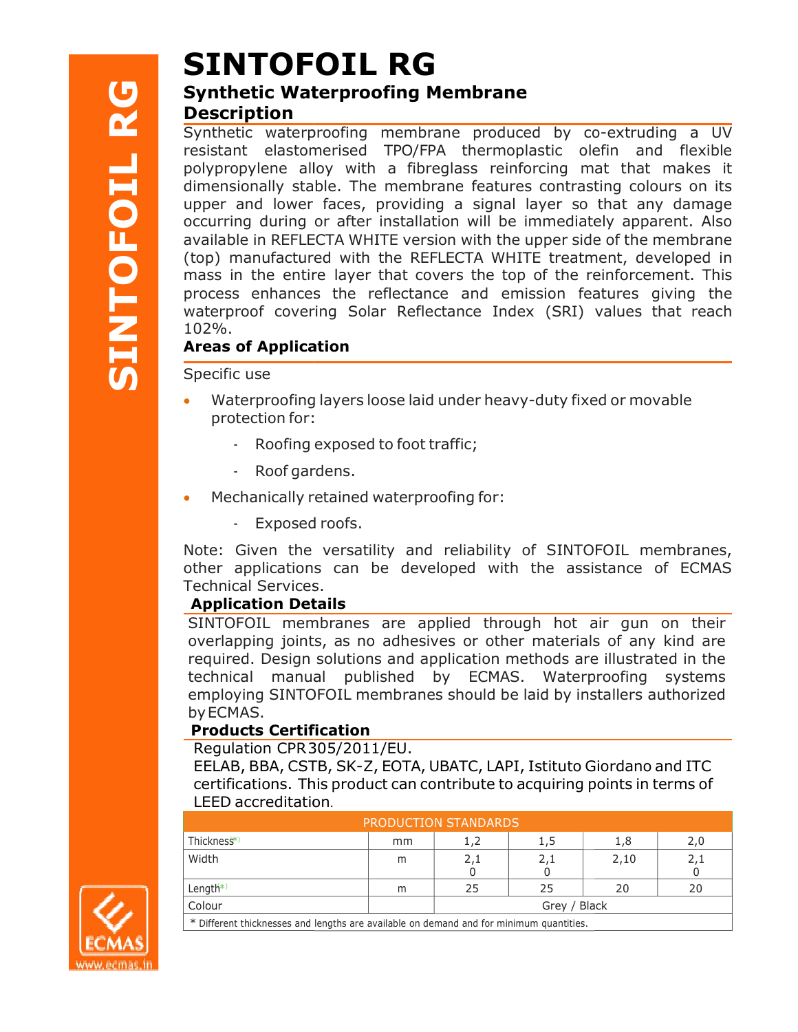# SINTOFOIL RG

## Synthetic Waterproofing Membrane

### Description

Synthetic waterproofing membrane produced by co-extruding a UV resistant elastomerised TPO/FPA thermoplastic olefin and flexible polypropylene alloy with a fibreglass reinforcing mat that makes it dimensionally stable. The membrane features contrasting colours on its upper and lower faces, providing a signal layer so that any damage occurring during or after installation will be immediately apparent. Also available in REFLECTA WHITE version with the upper side of the membrane (top) manufactured with the REFLECTA WHITE treatment, developed in mass in the entire layer that covers the top of the reinforcement. This process enhances the reflectance and emission features giving the waterproof covering Solar Reflectance Index (SRI) values that reach 102%.

### Areas of Application

Specific use

- Waterproofing layers loose laid under heavy-duty fixed or movable protection for:
  - Roofing exposed to foot traffic;
  - Roof gardens.
- Mechanically retained waterproofing for:
  - Exposed roofs.

Note: Given the versatility and reliability of SINTOFOIL membranes, other applications can be developed with the assistance of ECMAS Technical Services.

### Application Details

SINTOFOIL membranes are applied through hot air gun on their overlapping joints, as no adhesives or other materials of any kind are required. Design solutions and application methods are illustrated in the technical manual published by ECMAS. Waterproofing systems employing SINTOFOIL membranes should be laid by installers authorized by ECMAS.

### Products Certification

Regulation CPR 305/2011/EU.
EELAB, BBA, CSTB, SK-Z, EOTA, UBATC, LAPI, Istituto Giordano and ITC certifications. This product can contribute to acquiring points in terms of LEED accreditation.

| PRODUCTION STANDARDS | | | | | |
|---|---|---|---|---|---|
| Thickness*) | mm | 1,2 | 1,5 | 1,8 | 2,0 |
| Width | m | 2,10 | 2,10 | 2,10 | 2,10 |
| Length*) | m | 25 | 25 | 20 | 20 |
| Colour | | Grey / Black | | | |

* Different thicknesses and lengths are available on demand and for minimum quantities.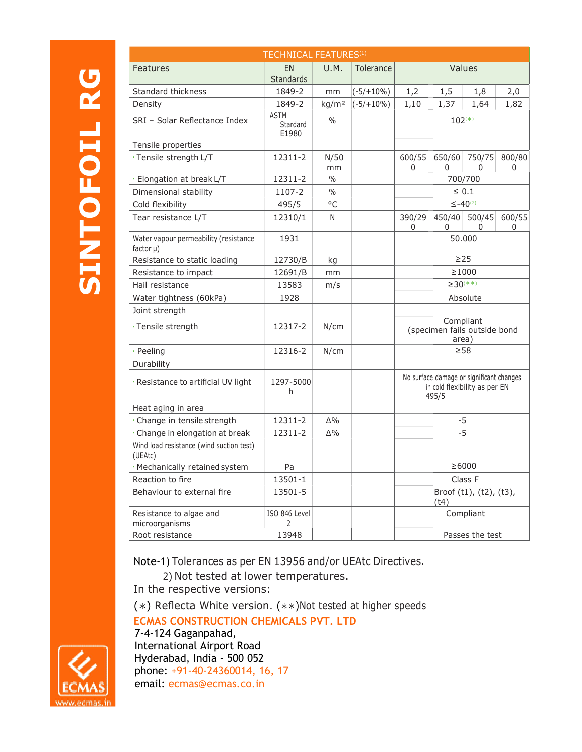# SINTOFOIL RG

| TECHNICAL FEATURES[1] | | | | | | | |
|---|---|---|---|---|---|---|---|
| Features | EN Standards | U.M. | Tolerance | Values | | | |
| Standard thickness | 1849-2 | mm | (-5/+10%) | 1,2 | 1,5 | 1,8 | 2,0 |
| Density | 1849-2 | kg/m² | (-5/+10%) | 1,10 | 1,37 | 1,64 | 1,82 |
| SRI – Solar Reflectance Index | ASTM Stardard E1980 | % | | 102(*) | | | |
| Tensile properties | | | | | | | |
| · Tensile strength L/T | 12311-2 | N/50 mm | | 600/550 | 650/600 | 750/750 | 800/800 |
| · Elongation at break L/T | 12311-2 | % | | 700/700 | | | |
| Dimensional stability | 1107-2 | % | | ≤ 0.1 | | | |
| Cold flexibility | 495/5 | °C | | ≤-40[2] | | | |
| Tear resistance L/T | 12310/1 | N | | 390/290 | 450/400 | 500/450 | 600/550 |
| Water vapour permeability (resistance factor μ) | 1931 | | | 50.000 | | | |
| Resistance to static loading | 12730/B | kg | | ≥25 | | | |
| Resistance to impact | 12691/B | mm | | ≥1000 | | | |
| Hail resistance | 13583 | m/s | | ≥30(**) | | | |
| Water tightness (60kPa) | 1928 | | | Absolute | | | |
| Joint strength | | | | | | | |
| · Tensile strength | 12317-2 | N/cm | | Compliant (specimen fails outside bond area) | | | |
| · Peeling | 12316-2 | N/cm | | ≥58 | | | |
| Durability | | | | | | | |
| · Resistance to artificial UV light | 1297-5000 h | | | No surface damage or significant changes in cold flexibility as per EN 495/5 | | | |
| Heat aging in area | | | | | | | |
| · Change in tensile strength | 12311-2 | Δ% | | -5 | | | |
| · Change in elongation at break | 12311-2 | Δ% | | -5 | | | |
| Wind load resistance (wind suction test) (UEAtc) | | | | | | | |
| · Mechanically retained system | Pa | | | ≥6000 | | | |
| Reaction to fire | 13501-1 | | | Class F | | | |
| Behaviour to external fire | 13501-5 | | | Broof (t1), (t2), (t3), (t4) | | | |
| Resistance to algae and microorganisms | ISO 846 Level 2 | | | Compliant | | | |
| Root resistance | 13948 | | | Passes the test | | | |

Note-1) Tolerances as per EN 13956 and/or UEAtc Directives.
2) Not tested at lower temperatures.

In the respective versions:

(*) Reflecta White version. (**)Not tested at higher speeds

**ECMAS CONSTRUCTION CHEMICALS PVT. LTD**
7-4-124 Gaganpahad,
International Airport Road
Hyderabad, India - 500 052
phone: +91-40-24360014, 16, 17
email: ecmas@ecmas.co.in

ECMAS
www.ecmas.in